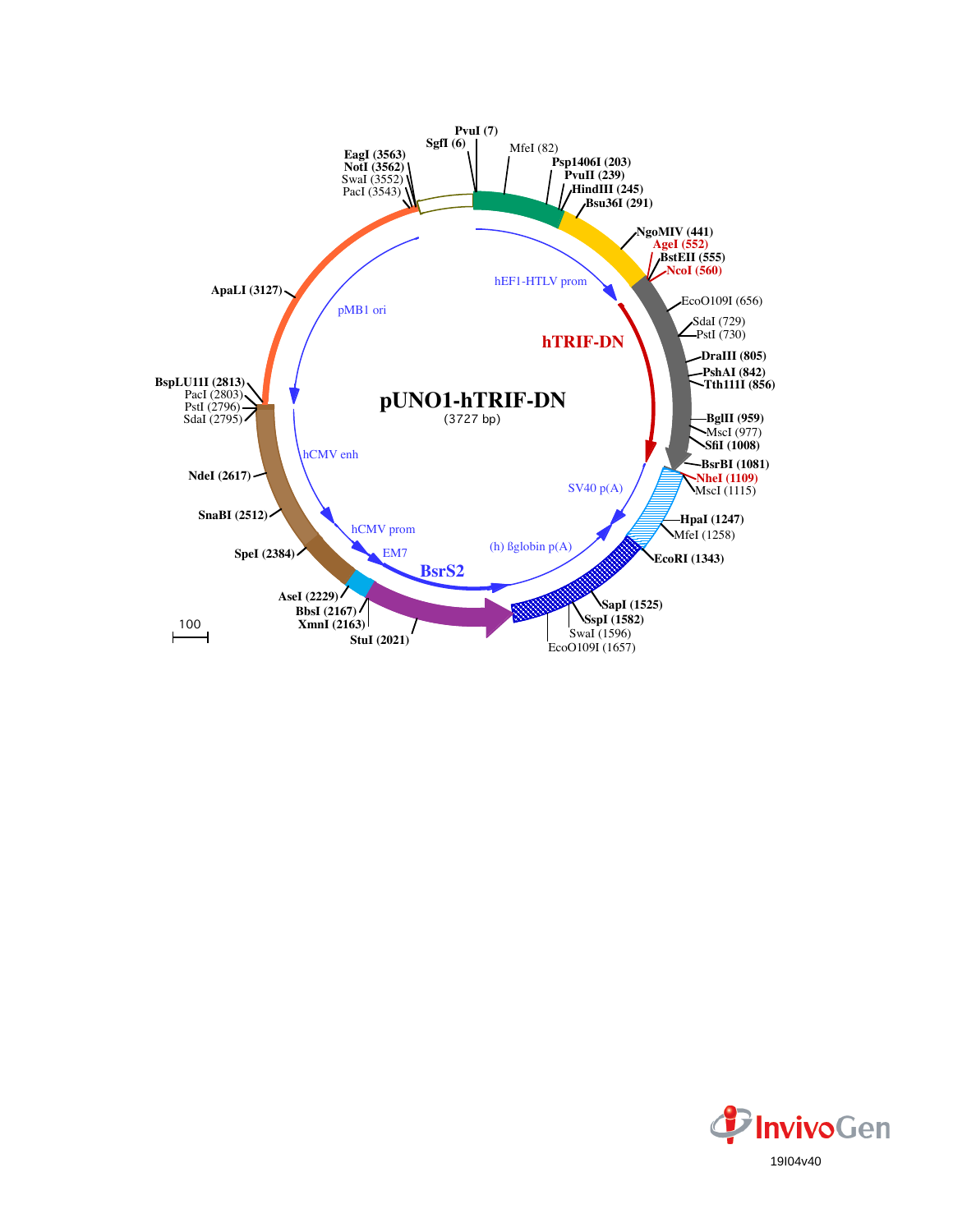# pUNO1-hTRIF-DN

(3727 bp)

PvuI (7)
SgfI (6)
MfeI (82)
Psp1406I (203)
PvuII (239)
HindIII (245)
Bsu36I (291)
NgoMIV (441)
AgeI (552)
BstEII (555)
NcoI (560)
EcoO109I (656)
SdaI (729)
PstI (730)
DraIII (805)
PshAI (842)
Tth111I (856)
BglII (959)
MscI (977)
SfiI (1008)
BsrBI (1081)
NheI (1109)
MscI (1115)
HpaI (1247)
MfeI (1258)
EcoRI (1343)
SapI (1525)
SspI (1582)
SwaI (1596)
EcoO109I (1657)
StuI (2021)
XmnI (2163)
BbsI (2167)
AseI (2229)
SpeI (2384)
SnaBI (2512)
NdeI (2617)
SdaI (2795)
PstI (2796)
PacI (2803)
BspLU11I (2813)
ApaLI (3127)
PacI (3543)
SwaI (3552)
NotI (3562)
EagI (3563)

hEF1-HTLV prom
hTRIF-DN
SV40 p(A)
(h) ßglobin p(A)
BsrS2
EM7
hCMV prom
hCMV enh
pMB1 ori

100

InvivoGen

19I04v40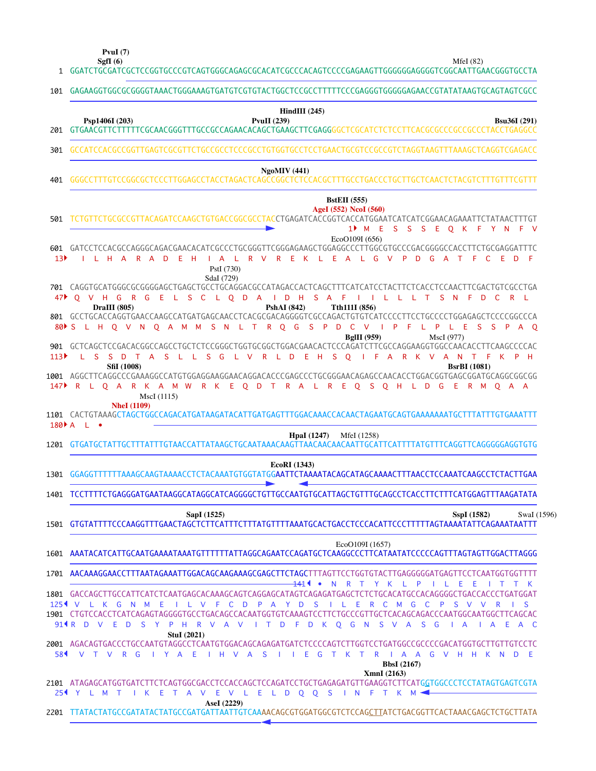```
                PvuI (7)
                SgfI (6)                                                                              MfeI (82)
   1  GGATCTGCGATCGCTCCGGTGCCCGTCAGTGGGCAGAGCGCACATCGCCCACAGTCCCCGAGAAGTTGGGGGGAGGGGTCGGCAATTGAACGGGTGCCTA

 101  GAGAAGGTGGCGCGGGGTAAACTGGGAAAGTGATGTCGTGTACTGGCTCCGCCTTTTTCCCGAGGGTGGGGGAGAACCGTATATAAGTGCAGTAGTCGCC

                                                          HindIII (245)
        Psp1406I (203)                         PvuII (239)                                               Bsu36I (291)
 201  GTGAACGTTCTTTTTCGCAACGGGTTTGCCGCCAGAACACAGCTGAAGCTTCGAGGGGCTCGCATCTCTCCTTCACGCGCCCGCCGCCCTACCTGAGGCC

 301  GCCATCCACGCCGGTTGAGTCGCGTTCTGCCGCCTCCCGCCTGTGGTGCCTCCTGAACTGCGTCCGCCGTCTAGGTAAGTTTAAAGCTCAGGTCGAGACC

                                                          NgoMIV (441)
 401  GGGCCTTTGTCCGGCGCTCCCTTGGAGCCTACCTAGACTCAGCCGGCTCTCCACGCTTTGCCTGACCCTGCTTGCTCAACTCTACGTCTTTGTTTCGTTT

                                                                         BstEII (555)
                                                                     AgeI (552) NcoI (560)
 501  TCTGTTCTGCGCCGTTACAGATCCAAGCTGTGACCGGCGCCTACCTGAGATCACCGGTCACCATGGAATCATCATCGGAACAGAAATTCTATAACTTTGT
                                                                             1▸ M  E  S  S  S  E  Q  K  F  Y  N  F  V

                                                                     EcoO109I (656)
 601  GATCCTCCACGCCAGGGCAGACGAACACATCGCCCTGCGGGTTCGGGAGAAGCTGGAGGCCCTTGGCGTGCCCGACGGGGCCACCTTCTGCGAGGATTTC
  13▸   I  L  H  A  R  A  D  E  H  I  A  L  R  V  R  E  K  L  E  A  L  G  V  P  D  G  A  T  F  C  E  D  F

                                              PstI (730)
                                             SdaI (729)
 701  CAGGTGCATGGGCGCGGGGAGCTGAGCTGCCTGCAGGACGCCATAGACCACTCAGCTTTCATCATCCTACTTCTCACCTCCAACTTCGACTGTCGCCTGA
  47▸ Q  V  H  G  R  G  E  L  S  C  L  Q  D  A  I  D  H  S  A  F  I  I  L  L  L  T  S  N  F  D  C  R  L

        DraIII (805)                                 PshAI (842)       Tth111I (856)
 801  GCCTGCACCAGGTGAACCAAGCCATGATGAGCAACCTCACGCGACAGGGGTCGCCAGACTGTGTCATCCCCTTCCTGCCCCTGGAGAGCTCCCCGGCCCA
  80▸ S  L  H  Q  V  N  Q  A  M  M  S  N  L  T  R  Q  G  S  P  D  C  V  I  P  F  L  P  L  E  S  S  P  A  Q

                                                                     BglII (959)            MscI (977)
 901  GCTCAGCTCCGACACGGCCAGCCTGCTCTCCGGGCTGGTGCGGCTGGACGAACACTCCCAGATCTTCGCCAGGAAGGTGGCCAACACCTTCAAGCCCCAC
 113▸   L  S  S  D  T  A  S  L  L  S  G  L  V  R  L  D  E  H  S  Q  I  F  A  R  K  V  A  N  T  F  K  P  H

          SfiI (1008)                                                                      BsrBI (1081)
1001  AGGCTTCAGGCCCGAAAGGCCATGTGGAGGAAGGAACAGGACACCCGAGCCCTGCGGGAACAGAGCCAACACCTGGACGGTGAGCGGATGCAGGCGGCGG
 147▸ R  L  Q  A  R  K  A  M  W  R  K  E  Q  D  T  R  A  L  R  E  Q  S  Q  H  L  D  G  E  R  M  Q  A  A

                    MscI (1115)
            NheI (1109)
1101  CACTGTAAAGCTAGCTGGCCAGACATGATAAGATACATTGATGAGTTTGGACAAACCACAACTAGAATGCAGTGAAAAAAATGCTTTATTTGTGAAATTT
 180▸ A  L  •

                                                          HpaI (1247)     MfeI (1258)
1201  GTGATGCTATTGCTTTATTTGTAACCATTATAAGCTGCAATAAACAAGTTAACAACAACAATTGCATTCATTTTATGTTTCAGGTTCAGGGGGAGGTGTG

                                                          EcoRI (1343)
1301  GGAGGTTTTTTAAAGCAAGTAAAACCTCTACAAATGTGGTATGGAATTCTAAAATACAGCATAGCAAAACTTTAACCTCCAAATCAAGCCTCTACTTGAA

1401  TCCTTTTCTGAGGGATGAATAAGGCATAGGCATCAGGGGCTGTTGCCAATGTGCATTAGCTGTTTGCAGCCTCACCTTCTTTCATGGAGTTTAAGATATA

                                      SapI (1525)                                              SspI (1582)      SwaI (1596)
1501  GTGTATTTTCCCAAGGTTTGAACTAGCTCTTCATTTCTTTATGTTTTAAATGCACTGACCTCCCACATTCCCTTTTTAGTAAAATATTCAGAAATAATTT

                                                                     EcoO109I (1657)
1601  AAATACATCATTGCAATGAAAATAAATGTTTTTTATTAGGCAGAATCCAGATGCTCAAGGCCCTTCATAATATCCCCCAGTTTAGTAGTTGGACTTAGGG

1701  AACAAAGGAACCTTTAATAGAAATTGGACAGCAAGAAAGCGAGCTTCTAGCTTTAGTTCCTGGTGTACTTGAGGGGGATGAGTTCCTCAATGGTGGTTTT
                                                      141◂ •  N  R  T  Y  K  L  P  I  L  E  E  I  T  T  K

1801  GACCAGCTTGCCATTCATCTCAATGAGCACAAAGCAGTCAGGAGCATAGTCAGAGATGAGCTCTCTGCACATGCCACAGGGGCTGACCACCCTGATGGAT
 125◂ V  L  K  G  N  M  E  I  L  V  F  C  D  P  A  Y  D  S  I  L  E  R  C  M  G  C  P  S  V  V  R  I  S

1901  CTGTCCACCTCATCAGAGTAGGGGTGCCTGACAGCCACAATGGTGTCAAAGTCCTTCTGCCCGTTGCTCACAGCAGACCCAATGGCAATGGCTTCAGCAC
  91◂ R  D  V  E  D  S  Y  P  H  R  V  A  V  I  T  D  F  D  K  Q  G  N  S  V  A  S  G  I  A  I  A  E  A  C

                        StuI (2021)
2001  AGACAGTGACCCTGCCAATGTAGGCCTCAATGTGGACAGCAGAGATGATCTCCCCAGTCTTGGTCCTGATGGCCGCCCCGACATGGTGCTTGTTGTCCTC
  58◂   V  T  V  R  G  I  Y  A  E  I  H  V  A  S  I  I  E  G  T  K  T  R  I  A  A  G  V  H  H  K  N  D  E

                                                                                       BbsI (2167)
                                                                                      XmnI (2163)
2101  ATAGAGCATGGTGATCTTCTCAGTGGCGACCTCCACCAGCTCCAGATCCTGCTGAGAGATGTTGAAGGTCTTCATGGTGGCCCTCCTATAGTGAGTCGTA
  25◂   Y  L  M  T  I  K  E  T  A  V  E  V  L  E  L  D  Q  Q  S  I  N  F  T  K  M

                                      AseI (2229)
2201  TTATACTATGCCGATATACTATGCCGATGATTAATTGTCAAACAGCGTGGATGGCGTCTCCAGCTTATCTGACGGTTCACTAAACGAGCTCTGCTTATA
```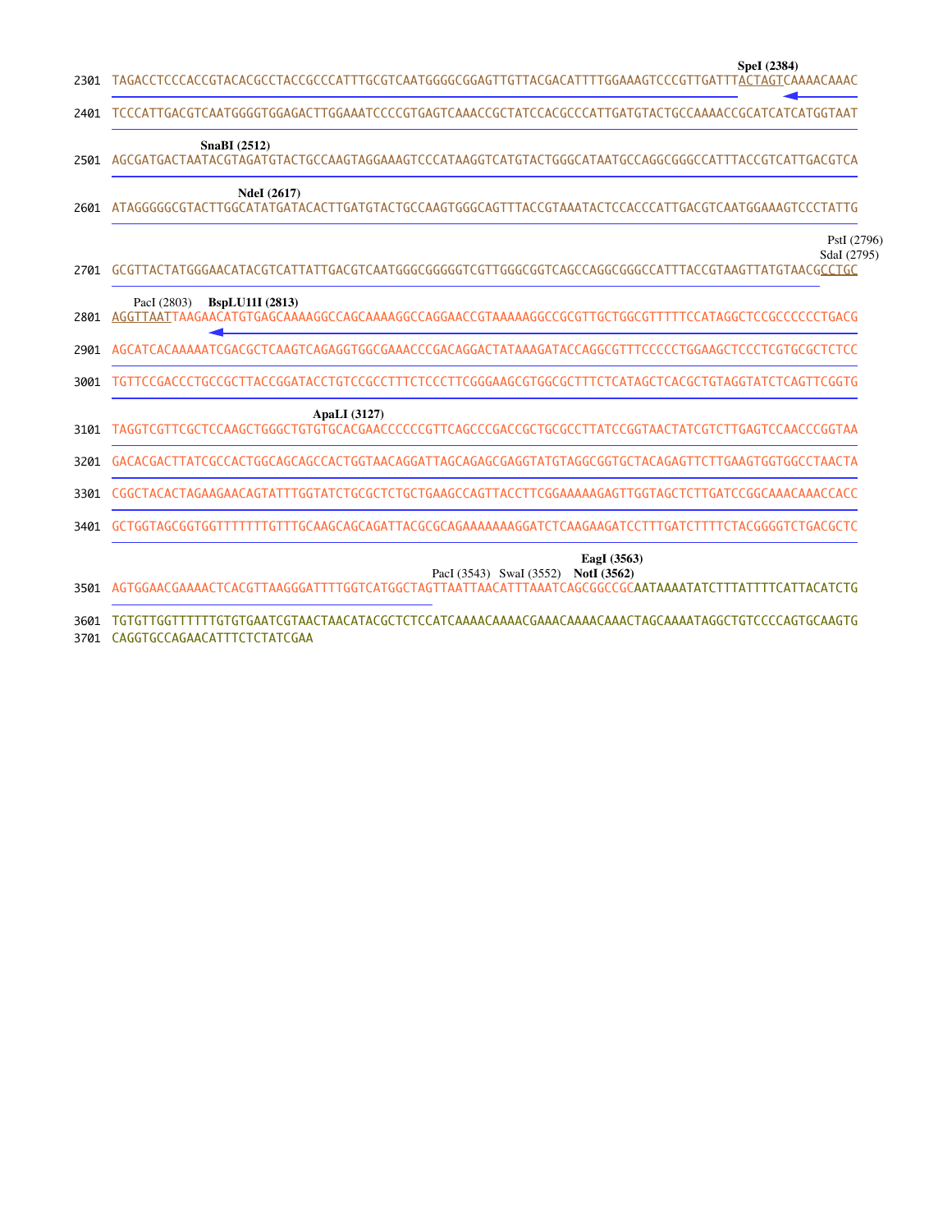```
                                                                                                   SpeI (2384)
2301 TAGACCTCCCACCGTACACGCCTACCGCCCATTTGCGTCAATGGGGCGGAGTTGTTACGACATTTTGGAAAGTCCCGTTGATTTACTAGTCAAAACAAAC

2401 TCCCATTGACGTCAATGGGGTGGAGACTTGGAAATCCCCGTGAGTCAAACCGCTATCCACGCCCATTGATGTACTGCCAAAACCGCATCATCATGGTAAT

                 SnaBI (2512)
2501 AGCGATGACTAATACGTAGATGTACTGCCAAGTAGGAAAGTCCCATAAGGTCATGTACTGGGCATAATGCCAGGCGGGCCATTTACCGTCATTGACGTCA

                      NdeI (2617)
2601 ATAGGGGGCGTACTTGGCATATGATACACTTGATGTACTGCCAAGTGGGCAGTTTACCGTAAATACTCCACCCATTGACGTCAATGGAAAGTCCCTATTG

                                                                                                    PstI (2796)
                                                                                                    SdaI (2795)
2701 GCGTTACTATGGGAACATACGTCATTATTGACGTCAATGGGCGGGGGTCGTTGGGCGGTCAGCCAGGCGGGCCATTTACCGTAAGTTATGTAACGCCTGC

     PacI (2803)  BspLU11I (2813)
2801 AGGTTAATTAAGAACATGTGAGCAAAAGGCCAGCAAAAGGCCAGGAACCGTAAAAAGGCCGCGTTGCTGGCGTTTTTCCATAGGCTCCGCCCCCCTGACG

2901 AGCATCACAAAAATCGACGCTCAAGTCAGAGGTGGCGAAACCCGACAGGACTATAAAGATACCAGGCGTTTCCCCCTGGAAGCTCCCTCGTGCGCTCTCC

3001 TGTTCCGACCCTGCCGCTTACCGGATACCTGTCCGCCTTTCTCCCTTCGGGAAGCGTGGCGCTTTCTCATAGCTCACGCTGTAGGTATCTCAGTTCGGTG

                               ApaLI (3127)
3101 TAGGTCGTTCGCTCCAAGCTGGGCTGTGTGCACGAACCCCCCGTTCAGCCCGACCGCTGCGCCTTATCCGGTAACTATCGTCTTGAGTCCAACCCGGTAA

3201 GACACGACTTATCGCCACTGGCAGCAGCCACTGGTAACAGGATTAGCAGAGCGAGGTATGTAGGCGGTGCTACAGAGTTCTTGAAGTGGTGGCCTAACTA

3301 CGGCTACACTAGAAGAACAGTATTTGGTATCTGCGCTCTGCTGAAGCCAGTTACCTTCGGAAAAAGAGTTGGTAGCTCTTGATCCGGCAAACAAACCACC

3401 GCTGGTAGCGGTGGTTTTTTTGTTTGCAAGCAGCAGATTACGCGCAGAAAAAAAGGATCTCAAGAAGATCCTTTGATCTTTTCTACGGGGTCTGACGCTC

                                                                                      EagI (3563)
                                                              PacI (3543)  SwaI (3552)  NotI (3562)
3501 AGTGGAACGAAAACTCACGTTAAGGGATTTTGGTCATGGCTAGTTAATTAACATTTAAATCAGCGGCCGCAATAAAATATCTTTATTTTCATTACATCTG

3601 TGTGTTGGTTTTTTGTGTGAATCGTAACTAACATACGCTCTCCATCAAAACAAAACGAAACAAAACAAACTAGCAAAATAGGCTGTCCCCAGTGCAAGTG
3701 CAGGTGCCAGAACATTTCTCTATCGAA
```